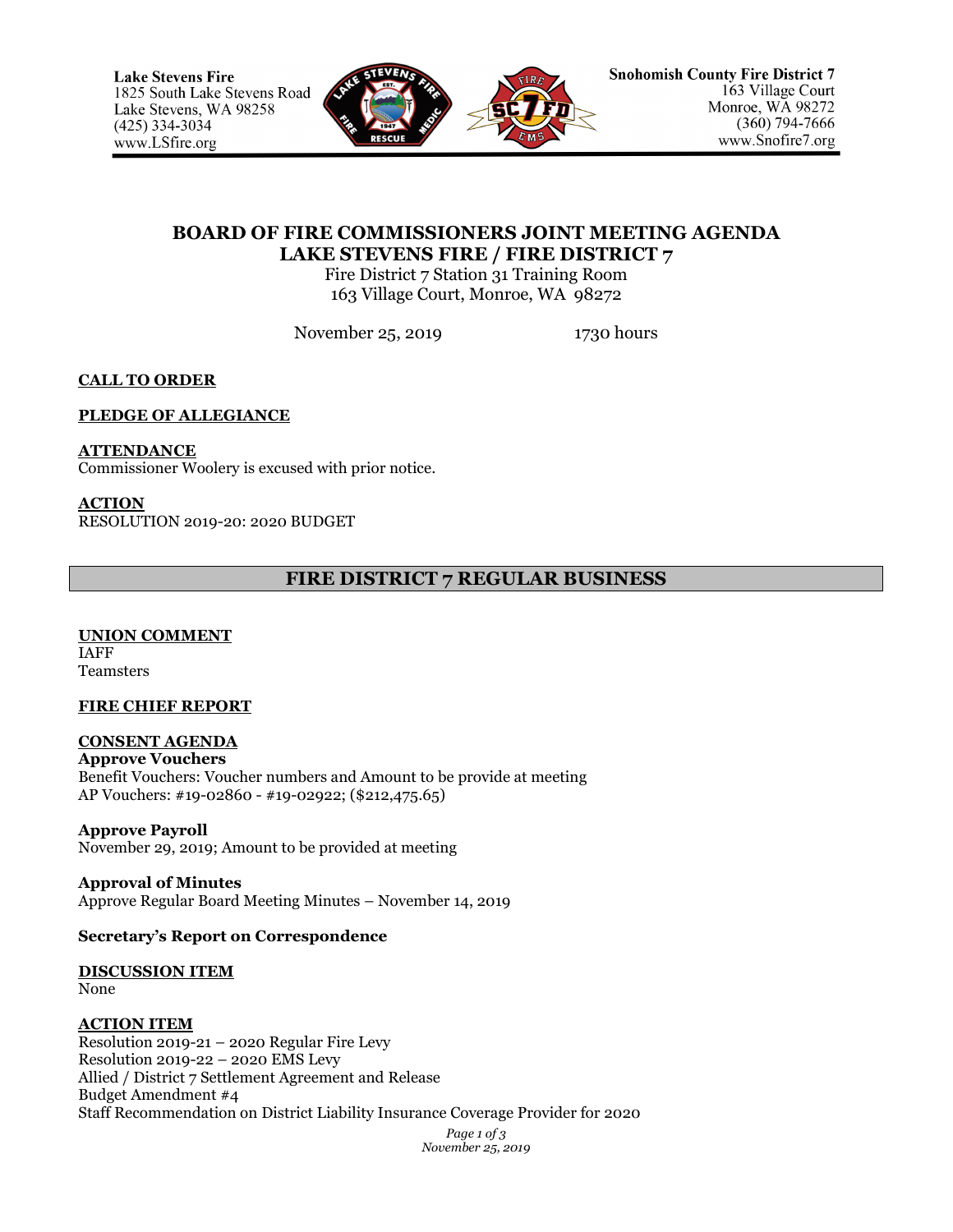Lake Stevens Fire
1825 South Lake Stevens Road
Lake Stevens, WA 98258
(425) 334-3034
www.LSfire.org

Snohomish County Fire District 7
163 Village Court
Monroe, WA 98272
(360) 794-7666
www.Snofire7.org

# BOARD OF FIRE COMMISSIONERS JOINT MEETING AGENDA
# LAKE STEVENS FIRE / FIRE DISTRICT 7

Fire District 7 Station 31 Training Room
163 Village Court, Monroe, WA 98272

November 25, 2019 1730 hours

**CALL TO ORDER**

**PLEDGE OF ALLEGIANCE**

**ATTENDANCE**
Commissioner Woolery is excused with prior notice.

**ACTION**
RESOLUTION 2019-20: 2020 BUDGET

## FIRE DISTRICT 7 REGULAR BUSINESS

**UNION COMMENT**
IAFF
Teamsters

**FIRE CHIEF REPORT**

**CONSENT AGENDA**

**Approve Vouchers**
Benefit Vouchers: Voucher numbers and Amount to be provide at meeting
AP Vouchers: #19-02860 - #19-02922; ($212,475.65)

**Approve Payroll**
November 29, 2019; Amount to be provided at meeting

**Approval of Minutes**
Approve Regular Board Meeting Minutes – November 14, 2019

**Secretary's Report on Correspondence**

**DISCUSSION ITEM**
None

**ACTION ITEM**
Resolution 2019-21 – 2020 Regular Fire Levy
Resolution 2019-22 – 2020 EMS Levy
Allied / District 7 Settlement Agreement and Release
Budget Amendment #4
Staff Recommendation on District Liability Insurance Coverage Provider for 2020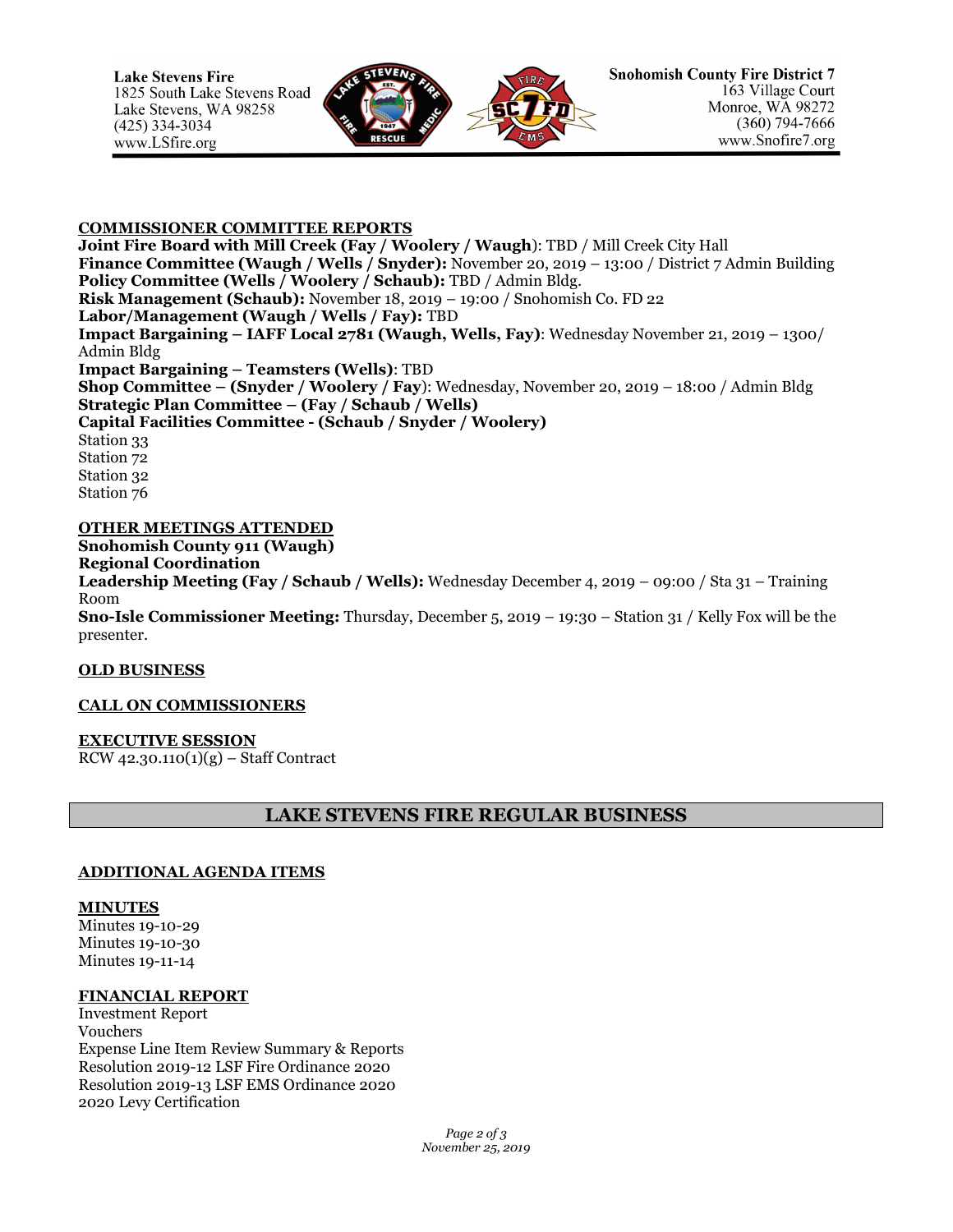**COMMISSIONER COMMITTEE REPORTS**

**Joint Fire Board with Mill Creek (Fay / Woolery / Waugh**): TBD / Mill Creek City Hall
**Finance Committee (Waugh / Wells / Snyder):** November 20, 2019 – 13:00 / District 7 Admin Building
**Policy Committee (Wells / Woolery / Schaub):** TBD / Admin Bldg.
**Risk Management (Schaub):** November 18, 2019 – 19:00 / Snohomish Co. FD 22
**Labor/Management (Waugh / Wells / Fay):** TBD
**Impact Bargaining – IAFF Local 2781 (Waugh, Wells, Fay)**: Wednesday November 21, 2019 – 1300/ Admin Bldg
**Impact Bargaining – Teamsters (Wells)**: TBD
**Shop Committee – (Snyder / Woolery / Fay**): Wednesday, November 20, 2019 – 18:00 / Admin Bldg
**Strategic Plan Committee – (Fay / Schaub / Wells)**
**Capital Facilities Committee - (Schaub / Snyder / Woolery)**
Station 33
Station 72
Station 32
Station 76

**OTHER MEETINGS ATTENDED**

**Snohomish County 911 (Waugh)**
**Regional Coordination**
**Leadership Meeting (Fay / Schaub / Wells):** Wednesday December 4, 2019 – 09:00 / Sta 31 – Training Room
**Sno-Isle Commissioner Meeting:** Thursday, December 5, 2019 – 19:30 – Station 31 / Kelly Fox will be the presenter.

**OLD BUSINESS**

**CALL ON COMMISSIONERS**

**EXECUTIVE SESSION**

RCW 42.30.110(1)(g) – Staff Contract

## LAKE STEVENS FIRE REGULAR BUSINESS

**ADDITIONAL AGENDA ITEMS**

**MINUTES**

Minutes 19-10-29
Minutes 19-10-30
Minutes 19-11-14

**FINANCIAL REPORT**

Investment Report
Vouchers
Expense Line Item Review Summary & Reports
Resolution 2019-12 LSF Fire Ordinance 2020
Resolution 2019-13 LSF EMS Ordinance 2020
2020 Levy Certification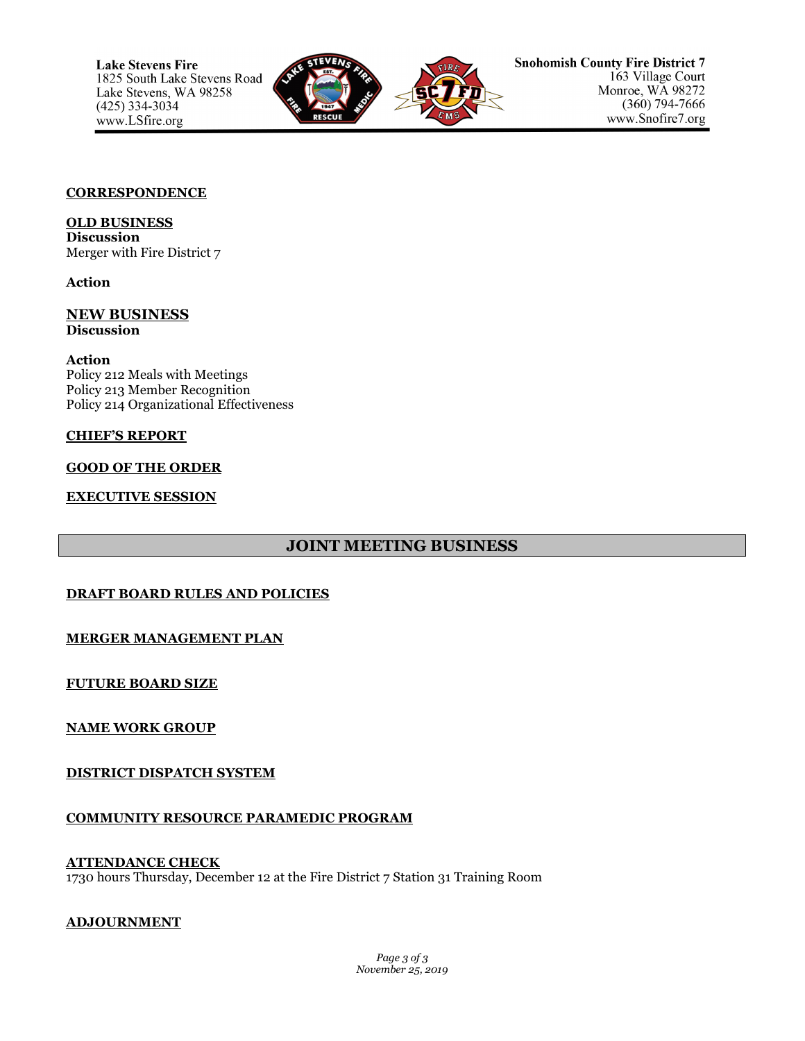Lake Stevens Fire
1825 South Lake Stevens Road
Lake Stevens, WA 98258
(425) 334-3034
www.LSfire.org

Snohomish County Fire District 7
163 Village Court
Monroe, WA 98272
(360) 794-7666
www.Snofire7.org

## CORRESPONDENCE

## OLD BUSINESS

**Discussion**

Merger with Fire District 7

**Action**

## NEW BUSINESS

**Discussion**

**Action**

Policy 212 Meals with Meetings
Policy 213 Member Recognition
Policy 214 Organizational Effectiveness

## CHIEF'S REPORT

## GOOD OF THE ORDER

## EXECUTIVE SESSION

# JOINT MEETING BUSINESS

## DRAFT BOARD RULES AND POLICIES

## MERGER MANAGEMENT PLAN

## FUTURE BOARD SIZE

## NAME WORK GROUP

## DISTRICT DISPATCH SYSTEM

## COMMUNITY RESOURCE PARAMEDIC PROGRAM

## ATTENDANCE CHECK

1730 hours Thursday, December 12 at the Fire District 7 Station 31 Training Room

## ADJOURNMENT

*November 25, 2019*